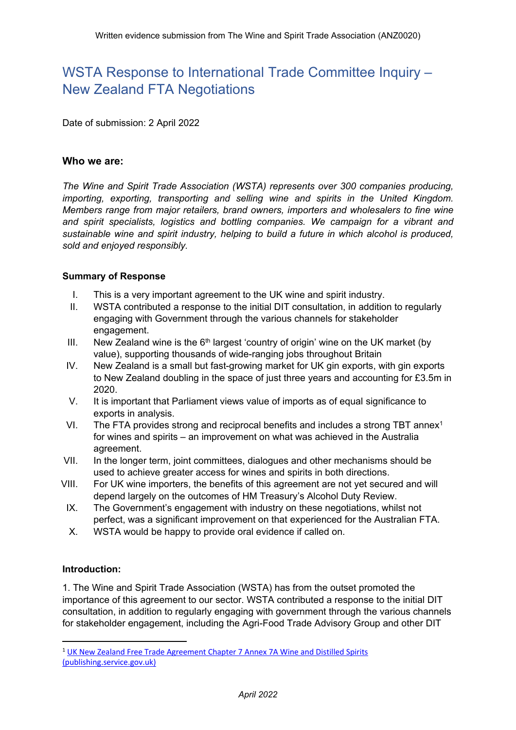Written evidence submission from The Wine and Spirit Trade Association (ANZ0020)

# WSTA Response to International Trade Committee Inquiry – New Zealand FTA Negotiations

Date of submission: 2 April 2022

### Who we are:

*The Wine and Spirit Trade Association (WSTA) represents over 300 companies producing, importing, exporting, transporting and selling wine and spirits in the United Kingdom. Members range from major retailers, brand owners, importers and wholesalers to fine wine and spirit specialists, logistics and bottling companies. We campaign for a vibrant and sustainable wine and spirit industry, helping to build a future in which alcohol is produced, sold and enjoyed responsibly.*

### Summary of Response

I. This is a very important agreement to the UK wine and spirit industry.

II. WSTA contributed a response to the initial DIT consultation, in addition to regularly engaging with Government through the various channels for stakeholder engagement.

III. New Zealand wine is the 6th largest 'country of origin' wine on the UK market (by value), supporting thousands of wide-ranging jobs throughout Britain

IV. New Zealand is a small but fast-growing market for UK gin exports, with gin exports to New Zealand doubling in the space of just three years and accounting for £3.5m in 2020.

V. It is important that Parliament views value of imports as of equal significance to exports in analysis.

VI. The FTA provides strong and reciprocal benefits and includes a strong TBT annex[1] for wines and spirits – an improvement on what was achieved in the Australia agreement.

VII. In the longer term, joint committees, dialogues and other mechanisms should be used to achieve greater access for wines and spirits in both directions.

VIII. For UK wine importers, the benefits of this agreement are not yet secured and will depend largely on the outcomes of HM Treasury's Alcohol Duty Review.

IX. The Government's engagement with industry on these negotiations, whilst not perfect, was a significant improvement on that experienced for the Australian FTA.

X. WSTA would be happy to provide oral evidence if called on.

### Introduction:

1. The Wine and Spirit Trade Association (WSTA) has from the outset promoted the importance of this agreement to our sector. WSTA contributed a response to the initial DIT consultation, in addition to regularly engaging with government through the various channels for stakeholder engagement, including the Agri-Food Trade Advisory Group and other DIT

[1] UK New Zealand Free Trade Agreement Chapter 7 Annex 7A Wine and Distilled Spirits (publishing.service.gov.uk)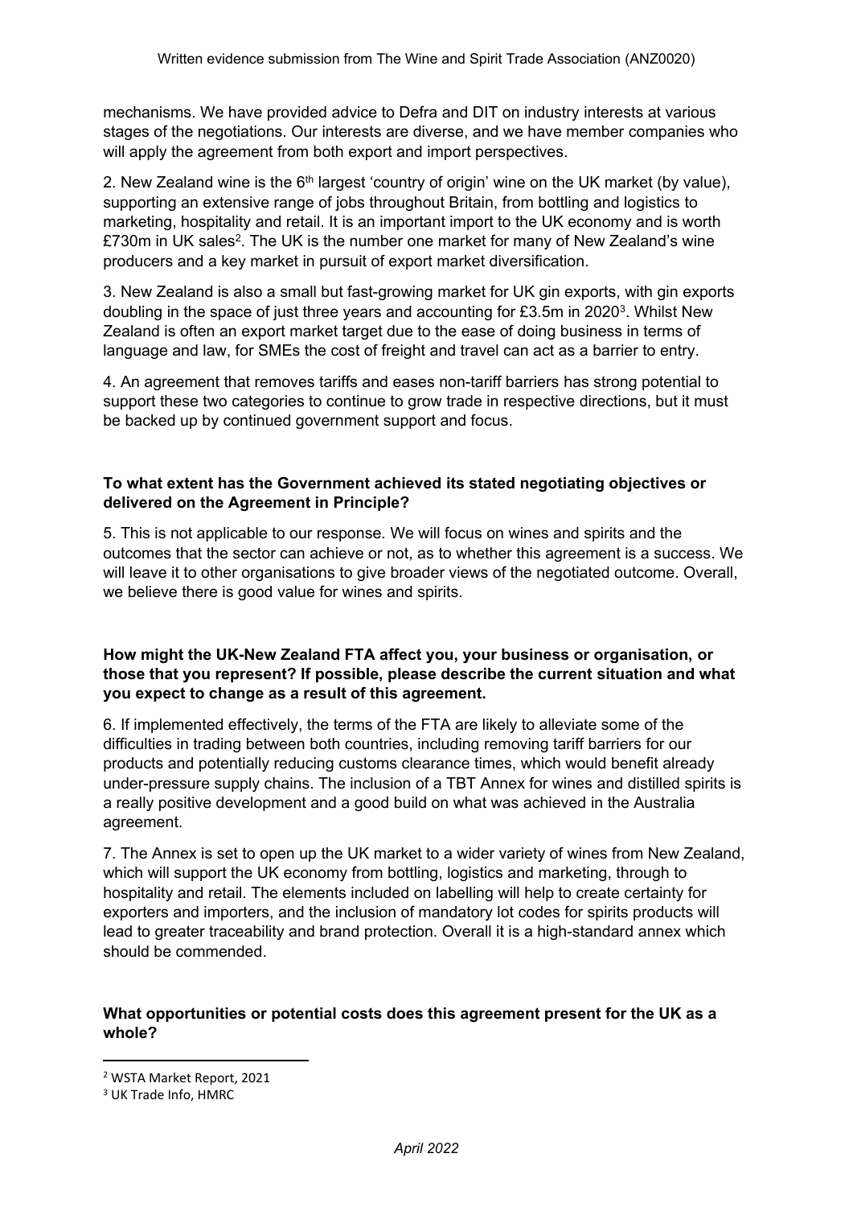mechanisms. We have provided advice to Defra and DIT on industry interests at various stages of the negotiations. Our interests are diverse, and we have member companies who will apply the agreement from both export and import perspectives.

2. New Zealand wine is the 6th largest 'country of origin' wine on the UK market (by value), supporting an extensive range of jobs throughout Britain, from bottling and logistics to marketing, hospitality and retail. It is an important import to the UK economy and is worth £730m in UK sales[2]. The UK is the number one market for many of New Zealand's wine producers and a key market in pursuit of export market diversification.

3. New Zealand is also a small but fast-growing market for UK gin exports, with gin exports doubling in the space of just three years and accounting for £3.5m in 2020[3]. Whilst New Zealand is often an export market target due to the ease of doing business in terms of language and law, for SMEs the cost of freight and travel can act as a barrier to entry.

4. An agreement that removes tariffs and eases non-tariff barriers has strong potential to support these two categories to continue to grow trade in respective directions, but it must be backed up by continued government support and focus.

**To what extent has the Government achieved its stated negotiating objectives or delivered on the Agreement in Principle?**

5. This is not applicable to our response. We will focus on wines and spirits and the outcomes that the sector can achieve or not, as to whether this agreement is a success. We will leave it to other organisations to give broader views of the negotiated outcome. Overall, we believe there is good value for wines and spirits.

**How might the UK-New Zealand FTA affect you, your business or organisation, or those that you represent? If possible, please describe the current situation and what you expect to change as a result of this agreement.**

6. If implemented effectively, the terms of the FTA are likely to alleviate some of the difficulties in trading between both countries, including removing tariff barriers for our products and potentially reducing customs clearance times, which would benefit already under-pressure supply chains. The inclusion of a TBT Annex for wines and distilled spirits is a really positive development and a good build on what was achieved in the Australia agreement.

7. The Annex is set to open up the UK market to a wider variety of wines from New Zealand, which will support the UK economy from bottling, logistics and marketing, through to hospitality and retail. The elements included on labelling will help to create certainty for exporters and importers, and the inclusion of mandatory lot codes for spirits products will lead to greater traceability and brand protection. Overall it is a high-standard annex which should be commended.

**What opportunities or potential costs does this agreement present for the UK as a whole?**

[2] WSTA Market Report, 2021

[3] UK Trade Info, HMRC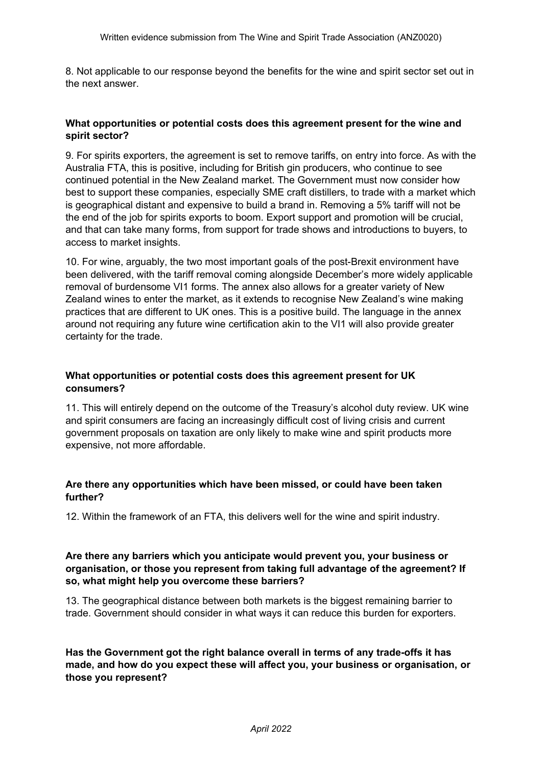8. Not applicable to our response beyond the benefits for the wine and spirit sector set out in the next answer.

**What opportunities or potential costs does this agreement present for the wine and spirit sector?**

9. For spirits exporters, the agreement is set to remove tariffs, on entry into force. As with the Australia FTA, this is positive, including for British gin producers, who continue to see continued potential in the New Zealand market. The Government must now consider how best to support these companies, especially SME craft distillers, to trade with a market which is geographical distant and expensive to build a brand in. Removing a 5% tariff will not be the end of the job for spirits exports to boom. Export support and promotion will be crucial, and that can take many forms, from support for trade shows and introductions to buyers, to access to market insights.

10. For wine, arguably, the two most important goals of the post-Brexit environment have been delivered, with the tariff removal coming alongside December's more widely applicable removal of burdensome VI1 forms. The annex also allows for a greater variety of New Zealand wines to enter the market, as it extends to recognise New Zealand's wine making practices that are different to UK ones. This is a positive build. The language in the annex around not requiring any future wine certification akin to the VI1 will also provide greater certainty for the trade.

**What opportunities or potential costs does this agreement present for UK consumers?**

11. This will entirely depend on the outcome of the Treasury's alcohol duty review. UK wine and spirit consumers are facing an increasingly difficult cost of living crisis and current government proposals on taxation are only likely to make wine and spirit products more expensive, not more affordable.

**Are there any opportunities which have been missed, or could have been taken further?**

12. Within the framework of an FTA, this delivers well for the wine and spirit industry.

**Are there any barriers which you anticipate would prevent you, your business or organisation, or those you represent from taking full advantage of the agreement? If so, what might help you overcome these barriers?**

13. The geographical distance between both markets is the biggest remaining barrier to trade. Government should consider in what ways it can reduce this burden for exporters.

**Has the Government got the right balance overall in terms of any trade-offs it has made, and how do you expect these will affect you, your business or organisation, or those you represent?**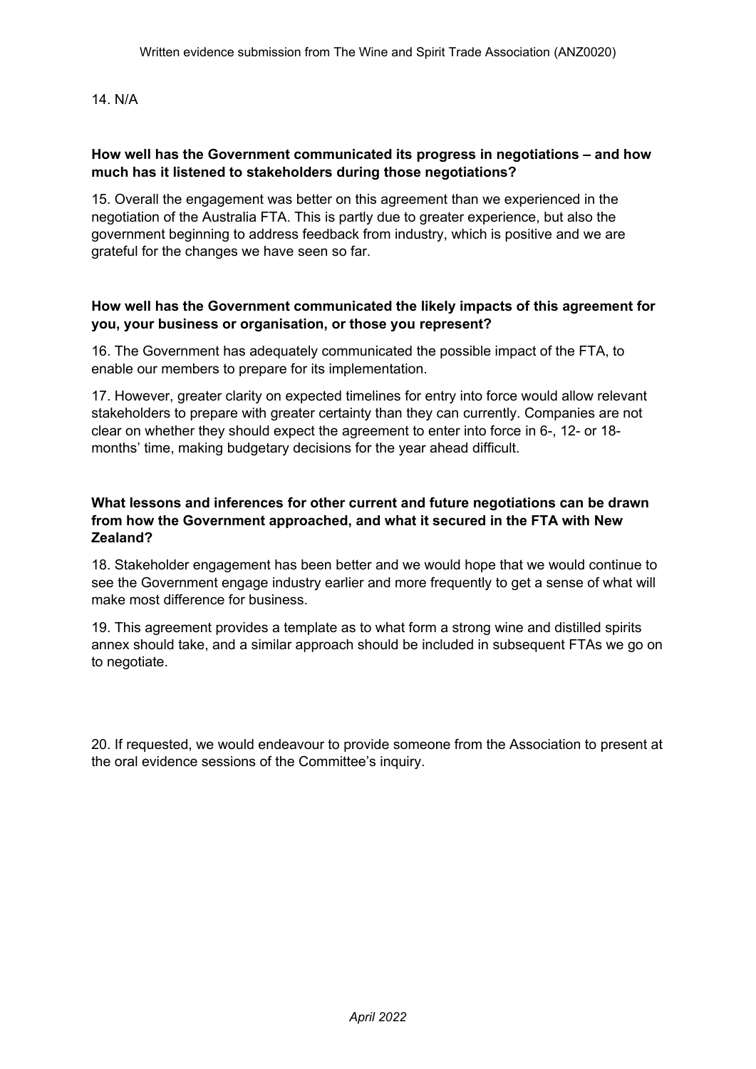14. N/A

**How well has the Government communicated its progress in negotiations – and how much has it listened to stakeholders during those negotiations?**

15. Overall the engagement was better on this agreement than we experienced in the negotiation of the Australia FTA. This is partly due to greater experience, but also the government beginning to address feedback from industry, which is positive and we are grateful for the changes we have seen so far.

**How well has the Government communicated the likely impacts of this agreement for you, your business or organisation, or those you represent?**

16. The Government has adequately communicated the possible impact of the FTA, to enable our members to prepare for its implementation.

17. However, greater clarity on expected timelines for entry into force would allow relevant stakeholders to prepare with greater certainty than they can currently. Companies are not clear on whether they should expect the agreement to enter into force in 6-, 12- or 18-months' time, making budgetary decisions for the year ahead difficult.

**What lessons and inferences for other current and future negotiations can be drawn from how the Government approached, and what it secured in the FTA with New Zealand?**

18. Stakeholder engagement has been better and we would hope that we would continue to see the Government engage industry earlier and more frequently to get a sense of what will make most difference for business.

19. This agreement provides a template as to what form a strong wine and distilled spirits annex should take, and a similar approach should be included in subsequent FTAs we go on to negotiate.

20. If requested, we would endeavour to provide someone from the Association to present at the oral evidence sessions of the Committee's inquiry.

*April 2022*